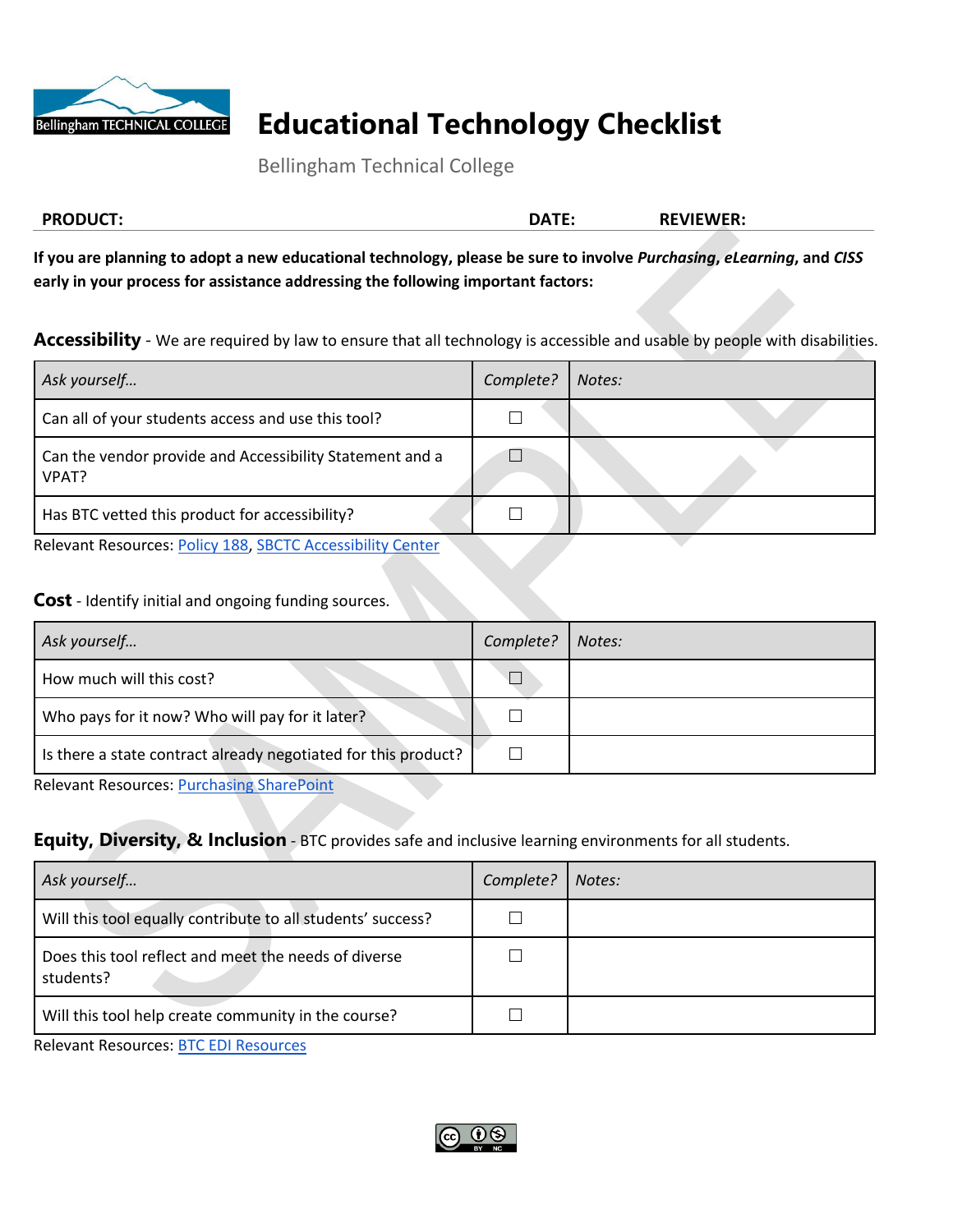# Educational Technology Checklist

Bellingham Technical College

**PRODUCT:** **DATE:** **REVIEWER:**

**If you are planning to adopt a new educational technology, please be sure to involve *Purchasing*, *eLearning*, and *CISS* early in your process for assistance addressing the following important factors:**

**Accessibility** - We are required by law to ensure that all technology is accessible and usable by people with disabilities.

| *Ask yourself…* | *Complete?* | *Notes:* |
|---|---|---|
| Can all of your students access and use this tool? | ☐ | |
| Can the vendor provide and Accessibility Statement and a VPAT? | ☐ | |
| Has BTC vetted this product for accessibility? | ☐ | |

Relevant Resources: Policy 188, SBCTC Accessibility Center

**Cost** - Identify initial and ongoing funding sources.

| *Ask yourself…* | *Complete?* | *Notes:* |
|---|---|---|
| How much will this cost? | ☐ | |
| Who pays for it now? Who will pay for it later? | ☐ | |
| Is there a state contract already negotiated for this product? | ☐ | |

Relevant Resources: Purchasing SharePoint

**Equity, Diversity, & Inclusion** - BTC provides safe and inclusive learning environments for all students.

| *Ask yourself…* | *Complete?* | *Notes:* |
|---|---|---|
| Will this tool equally contribute to all students' success? | ☐ | |
| Does this tool reflect and meet the needs of diverse students? | ☐ | |
| Will this tool help create community in the course? | ☐ | |

Relevant Resources: BTC EDI Resources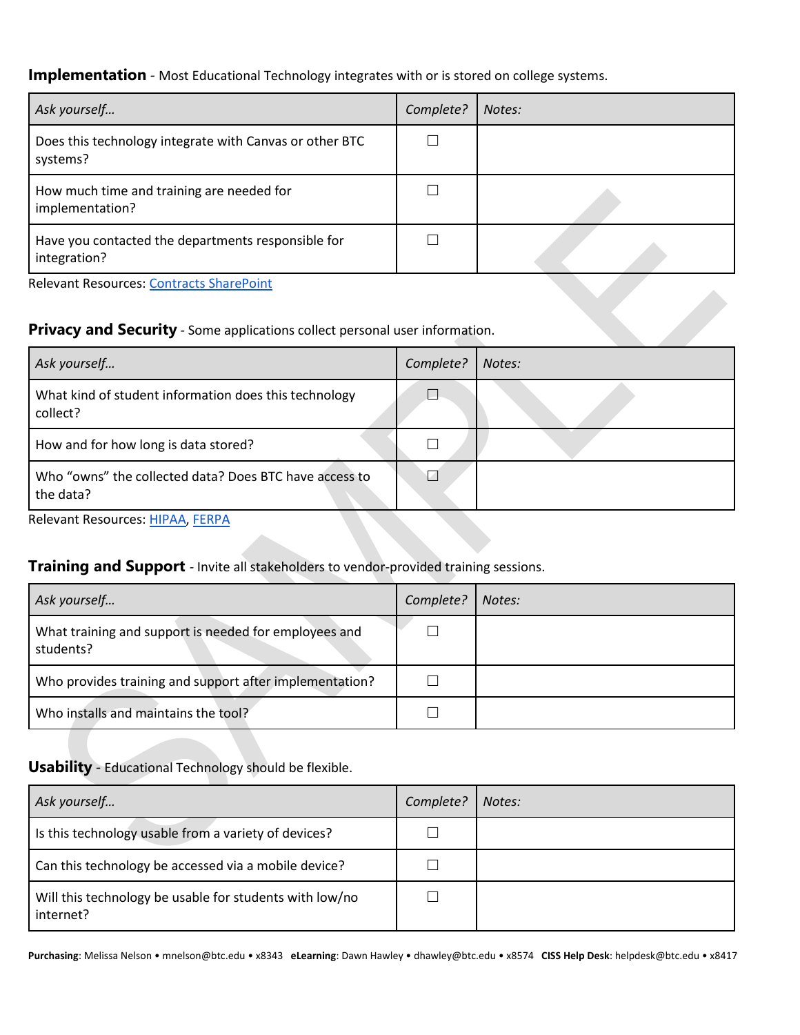**Implementation** - Most Educational Technology integrates with or is stored on college systems.

| *Ask yourself…* | *Complete?* | *Notes:* |
| --- | --- | --- |
| Does this technology integrate with Canvas or other BTC systems? | ☐ | |
| How much time and training are needed for implementation? | ☐ | |
| Have you contacted the departments responsible for integration? | ☐ | |

Relevant Resources: Contracts SharePoint

**Privacy and Security** - Some applications collect personal user information.

| *Ask yourself…* | *Complete?* | *Notes:* |
| --- | --- | --- |
| What kind of student information does this technology collect? | ☐ | |
| How and for how long is data stored? | ☐ | |
| Who "owns" the collected data? Does BTC have access to the data? | ☐ | |

Relevant Resources: HIPAA, FERPA

**Training and Support** - Invite all stakeholders to vendor-provided training sessions.

| *Ask yourself…* | *Complete?* | *Notes:* |
| --- | --- | --- |
| What training and support is needed for employees and students? | ☐ | |
| Who provides training and support after implementation? | ☐ | |
| Who installs and maintains the tool? | ☐ | |

**Usability** - Educational Technology should be flexible.

| *Ask yourself…* | *Complete?* | *Notes:* |
| --- | --- | --- |
| Is this technology usable from a variety of devices? | ☐ | |
| Can this technology be accessed via a mobile device? | ☐ | |
| Will this technology be usable for students with low/no internet? | ☐ | |

**Purchasing**: Melissa Nelson • mnelson@btc.edu • x8343 **eLearning**: Dawn Hawley • dhawley@btc.edu • x8574 **CISS Help Desk**: helpdesk@btc.edu • x8417